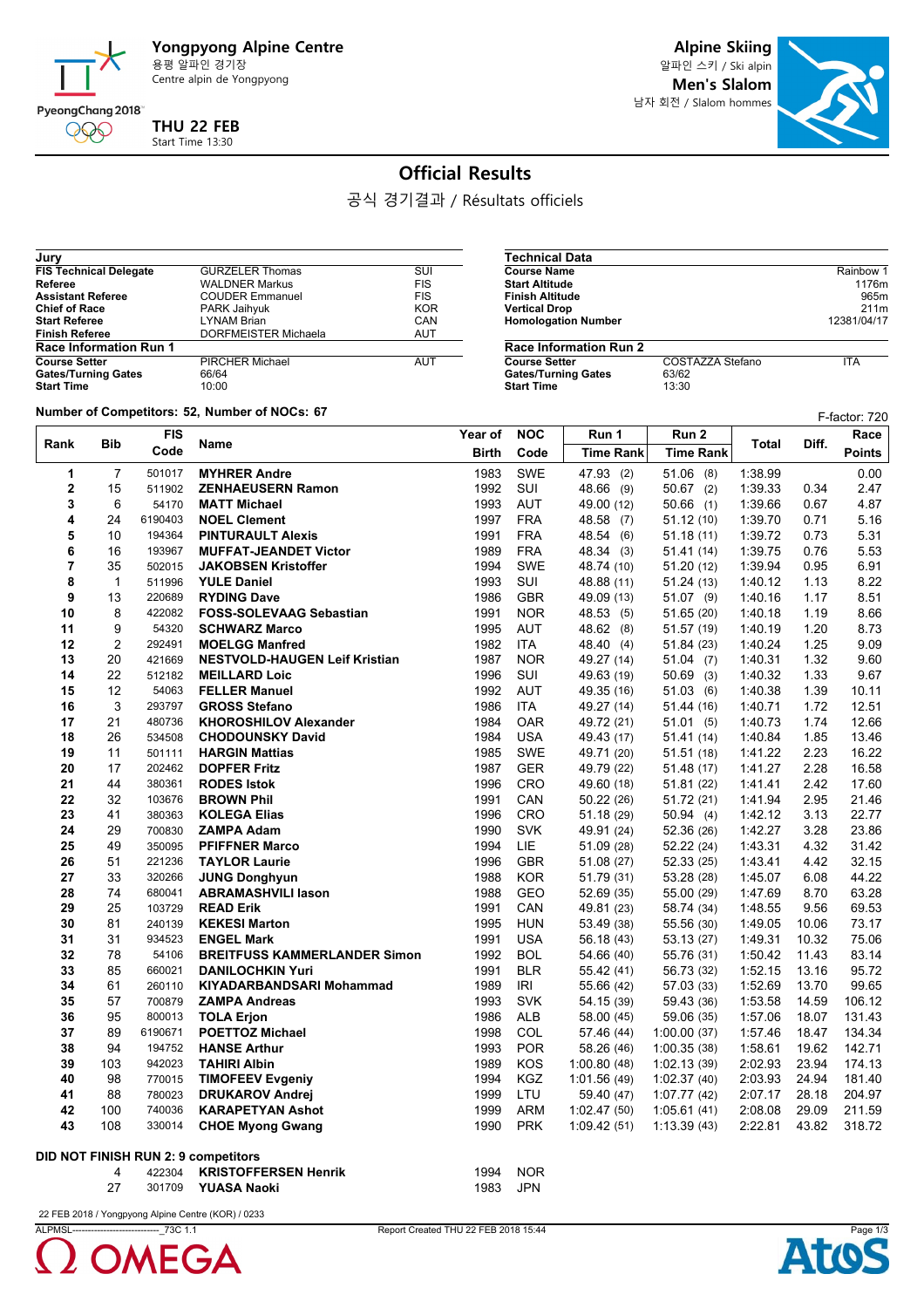**Yongpyong Alpine Centre**
용평 알파인 경기장
Centre alpin de Yongpyong

PyeongChang 2018

**THU 22 FEB**
Start Time 13:30

**Alpine Skiing**
알파인 스키 / Ski alpin
**Men's Slalom**
남자 회전 / Slalom hommes

# Official Results

공식 경기결과 / Résultats officiels

| Jury | | |
|---|---|---|
| **FIS Technical Delegate** | GURZELER Thomas | SUI |
| **Referee** | WALDNER Markus | FIS |
| **Assistant Referee** | COUDER Emmanuel | FIS |
| **Chief of Race** | PARK Jaihyuk | KOR |
| **Start Referee** | LYNAM Brian | CAN |
| **Finish Referee** | DORFMEISTER Michaela | AUT |

| Race Information Run 1 | | |
|---|---|---|
| **Course Setter** | PIRCHER Michael | AUT |
| **Gates/Turning Gates** | 66/64 | |
| **Start Time** | 10:00 | |

| Technical Data | |
|---|---|
| **Course Name** | Rainbow 1 |
| **Start Altitude** | 1176m |
| **Finish Altitude** | 965m |
| **Vertical Drop** | 211m |
| **Homologation Number** | 12381/04/17 |

| Race Information Run 2 | | |
|---|---|---|
| **Course Setter** | COSTAZZA Stefano | ITA |
| **Gates/Turning Gates** | 63/62 | |
| **Start Time** | 13:30 | |

**Number of Competitors: 52, Number of NOCs: 67**

F-factor: 720

| Rank | Bib | FIS Code | Name | Year of Birth | NOC Code | Run 1 Time Rank | Run 2 Time Rank | Total | Diff. | Race Points |
|---|---|---|---|---|---|---|---|---|---|---|
| 1 | 7 | 501017 | **MYHRER Andre** | 1983 | SWE | 47.93 (2) | 51.06 (8) | 1:38.99 | | 0.00 |
| 2 | 15 | 511902 | **ZENHAEUSERN Ramon** | 1992 | SUI | 48.66 (9) | 50.67 (2) | 1:39.33 | 0.34 | 2.47 |
| 3 | 6 | 54170 | **MATT Michael** | 1993 | AUT | 49.00 (12) | 50.66 (1) | 1:39.66 | 0.67 | 4.87 |
| 4 | 24 | 6190403 | **NOEL Clement** | 1997 | FRA | 48.58 (7) | 51.12 (10) | 1:39.70 | 0.71 | 5.16 |
| 5 | 10 | 194364 | **PINTURAULT Alexis** | 1991 | FRA | 48.54 (6) | 51.18 (11) | 1:39.72 | 0.73 | 5.31 |
| 6 | 16 | 193967 | **MUFFAT-JEANDET Victor** | 1989 | FRA | 48.34 (3) | 51.41 (14) | 1:39.75 | 0.76 | 5.53 |
| 7 | 35 | 502015 | **JAKOBSEN Kristoffer** | 1994 | SWE | 48.74 (10) | 51.20 (12) | 1:39.94 | 0.95 | 6.91 |
| 8 | 1 | 511996 | **YULE Daniel** | 1993 | SUI | 48.88 (11) | 51.24 (13) | 1:40.12 | 1.13 | 8.22 |
| 9 | 13 | 220689 | **RYDING Dave** | 1986 | GBR | 49.09 (13) | 51.07 (9) | 1:40.16 | 1.17 | 8.51 |
| 10 | 8 | 422082 | **FOSS-SOLEVAAG Sebastian** | 1991 | NOR | 48.53 (5) | 51.65 (20) | 1:40.18 | 1.19 | 8.66 |
| 11 | 9 | 54320 | **SCHWARZ Marco** | 1995 | AUT | 48.62 (8) | 51.57 (19) | 1:40.19 | 1.20 | 8.73 |
| 12 | 2 | 292491 | **MOELGG Manfred** | 1982 | ITA | 48.40 (4) | 51.84 (23) | 1:40.24 | 1.25 | 9.09 |
| 13 | 20 | 421669 | **NESTVOLD-HAUGEN Leif Kristian** | 1987 | NOR | 49.27 (14) | 51.04 (7) | 1:40.31 | 1.32 | 9.60 |
| 14 | 22 | 512182 | **MEILLARD Loic** | 1996 | SUI | 49.63 (19) | 50.69 (3) | 1:40.32 | 1.33 | 9.67 |
| 15 | 12 | 54063 | **FELLER Manuel** | 1992 | AUT | 49.35 (16) | 51.03 (6) | 1:40.38 | 1.39 | 10.11 |
| 16 | 3 | 293797 | **GROSS Stefano** | 1986 | ITA | 49.27 (14) | 51.44 (16) | 1:40.71 | 1.72 | 12.51 |
| 17 | 21 | 480736 | **KHOROSHILOV Alexander** | 1984 | OAR | 49.72 (21) | 51.01 (5) | 1:40.73 | 1.74 | 12.66 |
| 18 | 26 | 534508 | **CHODOUNSKY David** | 1984 | USA | 49.43 (17) | 51.41 (14) | 1:40.84 | 1.85 | 13.46 |
| 19 | 11 | 501111 | **HARGIN Mattias** | 1985 | SWE | 49.71 (20) | 51.51 (18) | 1:41.22 | 2.23 | 16.22 |
| 20 | 17 | 202462 | **DOPFER Fritz** | 1987 | GER | 49.79 (22) | 51.48 (17) | 1:41.27 | 2.28 | 16.58 |
| 21 | 44 | 380361 | **RODES Istok** | 1996 | CRO | 49.60 (18) | 51.81 (22) | 1:41.41 | 2.42 | 17.60 |
| 22 | 32 | 103676 | **BROWN Phil** | 1991 | CAN | 50.22 (26) | 51.72 (21) | 1:41.94 | 2.95 | 21.46 |
| 23 | 41 | 380363 | **KOLEGA Elias** | 1996 | CRO | 51.18 (29) | 50.94 (4) | 1:42.12 | 3.13 | 22.77 |
| 24 | 29 | 700830 | **ZAMPA Adam** | 1990 | SVK | 49.91 (24) | 52.36 (26) | 1:42.27 | 3.28 | 23.86 |
| 25 | 49 | 350095 | **PFIFFNER Marco** | 1994 | LIE | 51.09 (28) | 52.22 (24) | 1:43.31 | 4.32 | 31.42 |
| 26 | 51 | 221236 | **TAYLOR Laurie** | 1996 | GBR | 51.08 (27) | 52.33 (25) | 1:43.41 | 4.42 | 32.15 |
| 27 | 33 | 320266 | **JUNG Donghyun** | 1988 | KOR | 51.79 (31) | 53.28 (28) | 1:45.07 | 6.08 | 44.22 |
| 28 | 74 | 680041 | **ABRAMASHVILI Iason** | 1988 | GEO | 52.69 (35) | 55.00 (29) | 1:47.69 | 8.70 | 63.28 |
| 29 | 25 | 103729 | **READ Erik** | 1991 | CAN | 49.81 (23) | 58.74 (34) | 1:48.55 | 9.56 | 69.53 |
| 30 | 81 | 240139 | **KEKESI Marton** | 1995 | HUN | 53.49 (38) | 55.56 (30) | 1:49.05 | 10.06 | 73.17 |
| 31 | 31 | 934523 | **ENGEL Mark** | 1991 | USA | 56.18 (43) | 53.13 (27) | 1:49.31 | 10.32 | 75.06 |
| 32 | 78 | 54106 | **BREITFUSS KAMMERLANDER Simon** | 1992 | BOL | 54.66 (40) | 55.76 (31) | 1:50.42 | 11.43 | 83.14 |
| 33 | 85 | 660021 | **DANILOCHKIN Yuri** | 1991 | BLR | 55.42 (41) | 56.73 (32) | 1:52.15 | 13.16 | 95.72 |
| 34 | 61 | 260110 | **KIYADARBANDSARI Mohammad** | 1989 | IRI | 55.66 (42) | 57.03 (33) | 1:52.69 | 13.70 | 99.65 |
| 35 | 57 | 700879 | **ZAMPA Andreas** | 1993 | SVK | 54.15 (39) | 59.43 (36) | 1:53.58 | 14.59 | 106.12 |
| 36 | 95 | 800013 | **TOLA Erjon** | 1986 | ALB | 58.00 (45) | 59.06 (35) | 1:57.06 | 18.07 | 131.43 |
| 37 | 89 | 6190671 | **POETTOZ Michael** | 1998 | COL | 57.46 (44) | 1:00.00 (37) | 1:57.46 | 18.47 | 134.34 |
| 38 | 94 | 194752 | **HANSE Arthur** | 1993 | POR | 58.26 (46) | 1:00.35 (38) | 1:58.61 | 19.62 | 142.71 |
| 39 | 103 | 942023 | **TAHIRI Albin** | 1989 | KOS | 1:00.80 (48) | 1:02.13 (39) | 2:02.93 | 23.94 | 174.13 |
| 40 | 98 | 770015 | **TIMOFEEV Evgeniy** | 1994 | KGZ | 1:01.56 (49) | 1:02.37 (40) | 2:03.93 | 24.94 | 181.40 |
| 41 | 88 | 780023 | **DRUKAROV Andrej** | 1999 | LTU | 59.40 (47) | 1:07.77 (42) | 2:07.17 | 28.18 | 204.97 |
| 42 | 100 | 740036 | **KARAPETYAN Ashot** | 1999 | ARM | 1:02.47 (50) | 1:05.61 (41) | 2:08.08 | 29.09 | 211.59 |
| 43 | 108 | 330014 | **CHOE Myong Gwang** | 1990 | PRK | 1:09.42 (51) | 1:13.39 (43) | 2:22.81 | 43.82 | 318.72 |

**DID NOT FINISH RUN 2: 9 competitors**

| Bib | FIS Code | Name | Year of Birth | NOC Code |
|---|---|---|---|---|
| 4 | 422304 | **KRISTOFFERSEN Henrik** | 1994 | NOR |
| 27 | 301709 | **YUASA Naoki** | 1983 | JPN |

22 FEB 2018 / Yongpyong Alpine Centre (KOR) / 0233

ALPMSL----------------------------_73C 1.1 Report Created THU 22 FEB 2018 15:44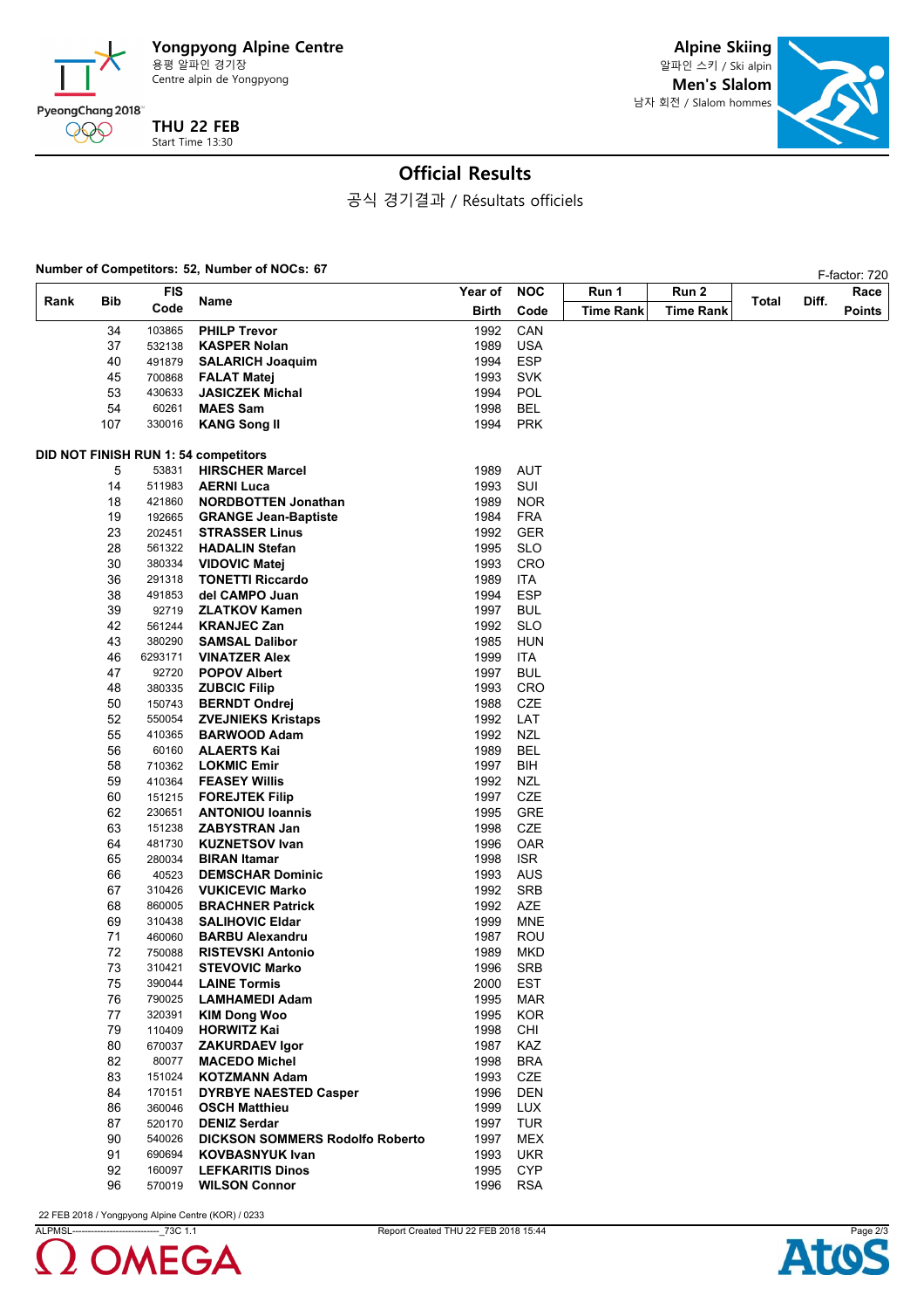**Yongpyong Alpine Centre**
용평 알파인 경기장
Centre alpin de Yongpyong

**Alpine Skiing**
알파인 스키 / Ski alpin
**Men's Slalom**
남자 회전 / Slalom hommes

PyeongChang 2018

**THU 22 FEB**
Start Time 13:30

## Official Results

공식 경기결과 / Résultats officiels

**Number of Competitors: 52, Number of NOCs: 67**

F-factor: 720

| Rank | Bib | FIS Code | Name | Year of Birth | NOC Code | Run 1 Time Rank | Run 2 Time Rank | Total | Diff. | Race Points |
|---|---|---|---|---|---|---|---|---|---|---|
| | 34 | 103865 | **PHILP Trevor** | 1992 | CAN | | | | | |
| | 37 | 532138 | **KASPER Nolan** | 1989 | USA | | | | | |
| | 40 | 491879 | **SALARICH Joaquim** | 1994 | ESP | | | | | |
| | 45 | 700868 | **FALAT Matej** | 1993 | SVK | | | | | |
| | 53 | 430633 | **JASICZEK Michal** | 1994 | POL | | | | | |
| | 54 | 60261 | **MAES Sam** | 1998 | BEL | | | | | |
| | 107 | 330016 | **KANG Song Il** | 1994 | PRK | | | | | |
| **DID NOT FINISH RUN 1: 54 competitors** | | | | | | | | | | |
| | 5 | 53831 | **HIRSCHER Marcel** | 1989 | AUT | | | | | |
| | 14 | 511983 | **AERNI Luca** | 1993 | SUI | | | | | |
| | 18 | 421860 | **NORDBOTTEN Jonathan** | 1989 | NOR | | | | | |
| | 19 | 192665 | **GRANGE Jean-Baptiste** | 1984 | FRA | | | | | |
| | 23 | 202451 | **STRASSER Linus** | 1992 | GER | | | | | |
| | 28 | 561322 | **HADALIN Stefan** | 1995 | SLO | | | | | |
| | 30 | 380334 | **VIDOVIC Matej** | 1993 | CRO | | | | | |
| | 36 | 291318 | **TONETTI Riccardo** | 1989 | ITA | | | | | |
| | 38 | 491853 | **del CAMPO Juan** | 1994 | ESP | | | | | |
| | 39 | 92719 | **ZLATKOV Kamen** | 1997 | BUL | | | | | |
| | 42 | 561244 | **KRANJEC Zan** | 1992 | SLO | | | | | |
| | 43 | 380290 | **SAMSAL Dalibor** | 1985 | HUN | | | | | |
| | 46 | 6293171 | **VINATZER Alex** | 1999 | ITA | | | | | |
| | 47 | 92720 | **POPOV Albert** | 1997 | BUL | | | | | |
| | 48 | 380335 | **ZUBCIC Filip** | 1993 | CRO | | | | | |
| | 50 | 150743 | **BERNDT Ondrej** | 1988 | CZE | | | | | |
| | 52 | 550054 | **ZVEJNIEKS Kristaps** | 1992 | LAT | | | | | |
| | 55 | 410365 | **BARWOOD Adam** | 1992 | NZL | | | | | |
| | 56 | 60160 | **ALAERTS Kai** | 1989 | BEL | | | | | |
| | 58 | 710362 | **LOKMIC Emir** | 1997 | BIH | | | | | |
| | 59 | 410364 | **FEASEY Willis** | 1992 | NZL | | | | | |
| | 60 | 151215 | **FOREJTEK Filip** | 1997 | CZE | | | | | |
| | 62 | 230651 | **ANTONIOU Ioannis** | 1995 | GRE | | | | | |
| | 63 | 151238 | **ZABYSTRAN Jan** | 1998 | CZE | | | | | |
| | 64 | 481730 | **KUZNETSOV Ivan** | 1996 | OAR | | | | | |
| | 65 | 280034 | **BIRAN Itamar** | 1998 | ISR | | | | | |
| | 66 | 40523 | **DEMSCHAR Dominic** | 1993 | AUS | | | | | |
| | 67 | 310426 | **VUKICEVIC Marko** | 1992 | SRB | | | | | |
| | 68 | 860005 | **BRACHNER Patrick** | 1992 | AZE | | | | | |
| | 69 | 310438 | **SALIHOVIC Eldar** | 1999 | MNE | | | | | |
| | 71 | 460060 | **BARBU Alexandru** | 1987 | ROU | | | | | |
| | 72 | 750088 | **RISTEVSKI Antonio** | 1989 | MKD | | | | | |
| | 73 | 310421 | **STEVOVIC Marko** | 1996 | SRB | | | | | |
| | 75 | 390044 | **LAINE Tormis** | 2000 | EST | | | | | |
| | 76 | 790025 | **LAMHAMEDI Adam** | 1995 | MAR | | | | | |
| | 77 | 320391 | **KIM Dong Woo** | 1995 | KOR | | | | | |
| | 79 | 110409 | **HORWITZ Kai** | 1998 | CHI | | | | | |
| | 80 | 670037 | **ZAKURDAEV Igor** | 1987 | KAZ | | | | | |
| | 82 | 80077 | **MACEDO Michel** | 1998 | BRA | | | | | |
| | 83 | 151024 | **KOTZMANN Adam** | 1993 | CZE | | | | | |
| | 84 | 170151 | **DYRBYE NAESTED Casper** | 1996 | DEN | | | | | |
| | 86 | 360046 | **OSCH Matthieu** | 1999 | LUX | | | | | |
| | 87 | 520170 | **DENIZ Serdar** | 1997 | TUR | | | | | |
| | 90 | 540026 | **DICKSON SOMMERS Rodolfo Roberto** | 1997 | MEX | | | | | |
| | 91 | 690694 | **KOVBASNYUK Ivan** | 1993 | UKR | | | | | |
| | 92 | 160097 | **LEFKARITIS Dinos** | 1995 | CYP | | | | | |
| | 96 | 570019 | **WILSON Connor** | 1996 | RSA | | | | | |

22 FEB 2018 / Yongpyong Alpine Centre (KOR) / 0233

ALPMSL----------------------------_73C 1.1    Report Created THU 22 FEB 2018 15:44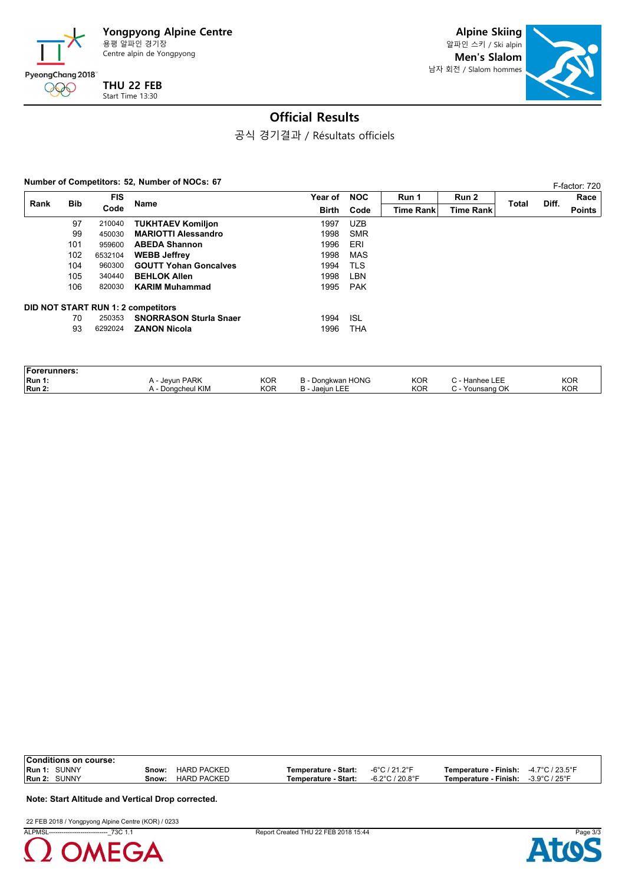Yongpyong Alpine Centre
용평 알파인 경기장
Centre alpin de Yongpyong

PyeongChang 2018

THU 22 FEB
Start Time 13:30

Alpine Skiing
알파인 스키 / Ski alpin
Men's Slalom
남자 회전 / Slalom hommes

# Official Results

공식 경기결과 / Résultats officiels

**Number of Competitors: 52, Number of NOCs: 67**

F-factor: 720

| Rank | Bib | FIS Code | Name | Year of Birth | NOC Code | Run 1 Time Rank | Run 2 Time Rank | Total | Diff. | Race Points |
|---|---|---|---|---|---|---|---|---|---|---|
| | 97 | 210040 | **TUKHTAEV Komiljon** | 1997 | UZB | | | | | |
| | 99 | 450030 | **MARIOTTI Alessandro** | 1998 | SMR | | | | | |
| | 101 | 959600 | **ABEDA Shannon** | 1996 | ERI | | | | | |
| | 102 | 6532104 | **WEBB Jeffrey** | 1998 | MAS | | | | | |
| | 104 | 960300 | **GOUTT Yohan Goncalves** | 1994 | TLS | | | | | |
| | 105 | 340440 | **BEHLOK Allen** | 1998 | LBN | | | | | |
| | 106 | 820030 | **KARIM Muhammad** | 1995 | PAK | | | | | |
| **DID NOT START RUN 1: 2 competitors** | | | | | | | | | | |
| | 70 | 250353 | **SNORRASON Sturla Snaer** | 1994 | ISL | | | | | |
| | 93 | 6292024 | **ZANON Nicola** | 1996 | THA | | | | | |

| Forerunners: | | | | | | |
|---|---|---|---|---|---|---|
| **Run 1:** | A - Jeyun PARK | KOR | B - Dongkwan HONG | KOR | C - Hanhee LEE | KOR |
| **Run 2:** | A - Dongcheul KIM | KOR | B - Jaejun LEE | KOR | C - Younsang OK | KOR |

| Conditions on course: | | | | | | | |
|---|---|---|---|---|---|---|---|
| **Run 1:** SUNNY | **Snow:** | HARD PACKED | **Temperature - Start:** | -6°C / 21.2°F | **Temperature - Finish:** | -4.7°C / 23.5°F |
| **Run 2:** SUNNY | **Snow:** | HARD PACKED | **Temperature - Start:** | -6.2°C / 20.8°F | **Temperature - Finish:** | -3.9°C / 25°F |

**Note: Start Altitude and Vertical Drop corrected.**

22 FEB 2018 / Yongpyong Alpine Centre (KOR) / 0233

ALPMSL---------------------------_73C 1.1    Report Created THU 22 FEB 2018 15:44